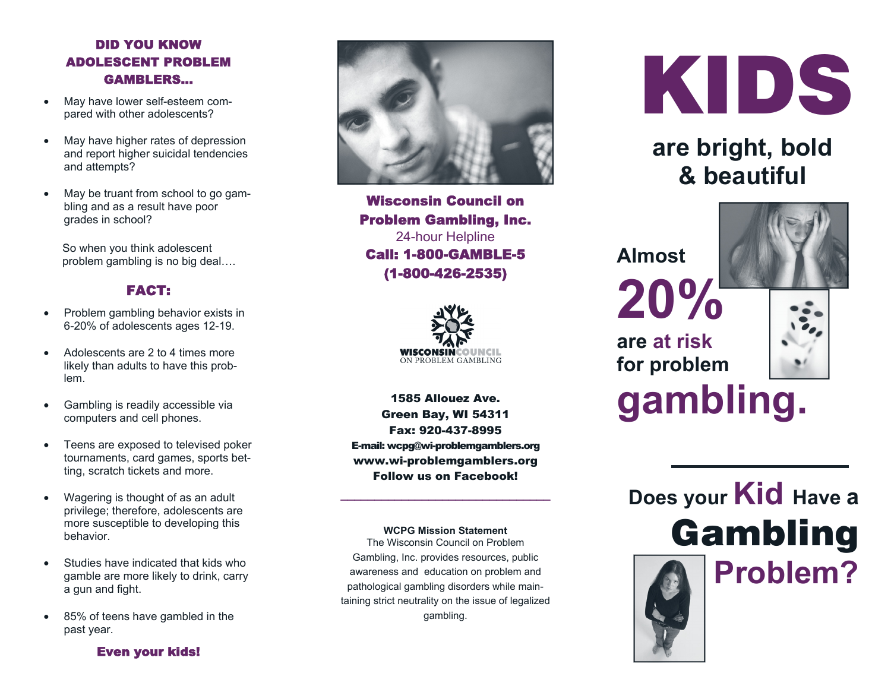## DID YOU KNOW ADOLESCENT PROBLEM GAMBLERS...

- May have lower self-esteem compared with other adolescents?
- May have higher rates of depression and report higher suicidal tendencies and attempts?
- May be truant from school to go gambling and as a result have poor grades in school?

So when you think adolescent problem gambling is no big deal….

## FACT:

- Problem gambling behavior exists in 6-20% of adolescents ages 12-19.
- Adolescents are 2 to 4 times more likely than adults to have this problem.
- Gambling is readily accessible via computers and cell phones.
- Teens are exposed to televised poker tournaments, card games, sports betting, scratch tickets and more.
- Wagering is thought of as an adult privilege; therefore, adolescents are more susceptible to developing this behavior.
- Studies have indicated that kids who gamble are more likely to drink, carry a gun and fight.
- 85% of teens have gambled in the past year.

**Even your kids!**

**Wisconsin Council on Problem Gambling, Inc.**
24-hour Helpline
**Call: 1-800-GAMBLE-5**
**(1-800-426-2535)**

WISCONSIN COUNCIL ON PROBLEM GAMBLING

**1585 Allouez Ave.**
**Green Bay, WI 54311**
**Fax: 920-437-8995**
**E-mail: wcpg@wi-problemgamblers.org**
**www.wi-problemgamblers.org**
**Follow us on Facebook!**

---

**WCPG Mission Statement**
The Wisconsin Council on Problem Gambling, Inc. provides resources, public awareness and education on problem and pathological gambling disorders while maintaining strict neutrality on the issue of legalized gambling.

# KIDS

## are bright, bold & beautiful

**Almost**
# 20%
**are at risk for problem**
# gambling.

---

## Does your Kid Have a Gambling Problem?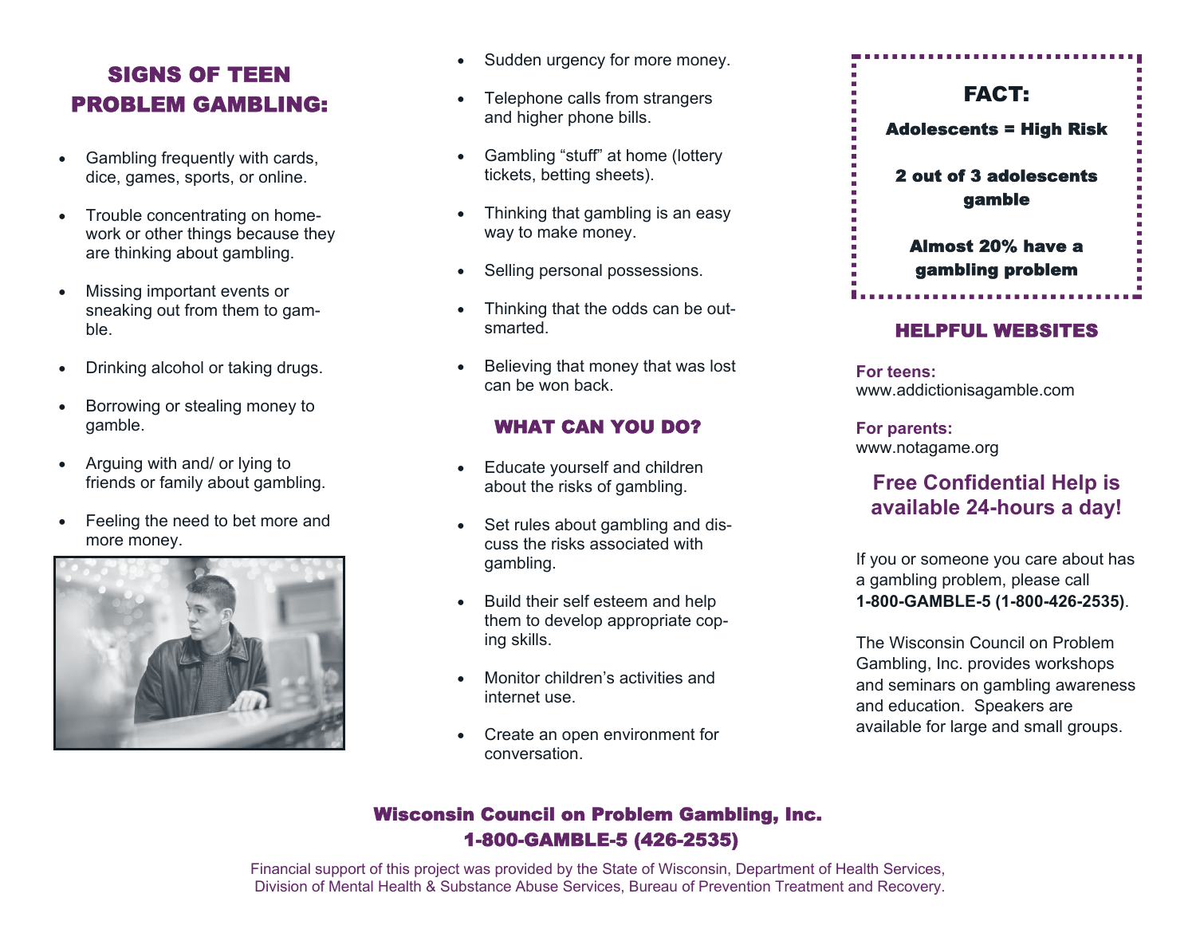## SIGNS OF TEEN PROBLEM GAMBLING:

- Gambling frequently with cards, dice, games, sports, or online.
- Trouble concentrating on homework or other things because they are thinking about gambling.
- Missing important events or sneaking out from them to gamble.
- Drinking alcohol or taking drugs.
- Borrowing or stealing money to gamble.
- Arguing with and/ or lying to friends or family about gambling.
- Feeling the need to bet more and more money.
- Sudden urgency for more money.
- Telephone calls from strangers and higher phone bills.
- Gambling "stuff" at home (lottery tickets, betting sheets).
- Thinking that gambling is an easy way to make money.
- Selling personal possessions.
- Thinking that the odds can be outsmarted.
- Believing that money that was lost can be won back.

## WHAT CAN YOU DO?

- Educate yourself and children about the risks of gambling.
- Set rules about gambling and discuss the risks associated with gambling.
- Build their self esteem and help them to develop appropriate coping skills.
- Monitor children's activities and internet use.
- Create an open environment for conversation.

### FACT:

**Adolescents = High Risk**

**2 out of 3 adolescents gamble**

**Almost 20% have a gambling problem**

## HELPFUL WEBSITES

**For teens:**
www.addictionisagamble.com

**For parents:**
www.notagame.org

### Free Confidential Help is available 24-hours a day!

If you or someone you care about has a gambling problem, please call **1-800-GAMBLE-5 (1-800-426-2535)**.

The Wisconsin Council on Problem Gambling, Inc. provides workshops and seminars on gambling awareness and education. Speakers are available for large and small groups.

**Wisconsin Council on Problem Gambling, Inc.**
**1-800-GAMBLE-5 (426-2535)**

Financial support of this project was provided by the State of Wisconsin, Department of Health Services, Division of Mental Health & Substance Abuse Services, Bureau of Prevention Treatment and Recovery.